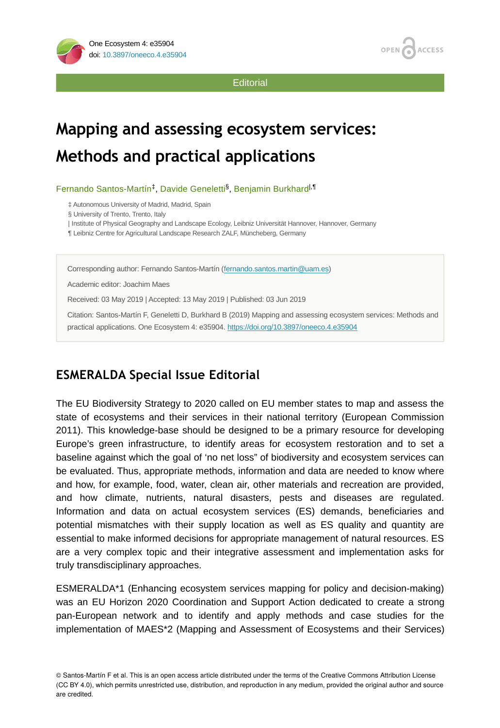Editorial

# Mapping and assessing ecosystem services: Methods and practical applications

Fernando Santos-Martín[‡], Davide Geneletti[§], Benjamin Burkhard[|,¶]

‡ Autonomous University of Madrid, Madrid, Spain
§ University of Trento, Trento, Italy
| Institute of Physical Geography and Landscape Ecology, Leibniz Universität Hannover, Hannover, Germany
¶ Leibniz Centre for Agricultural Landscape Research ZALF, Müncheberg, Germany

Corresponding author: Fernando Santos-Martín (fernando.santos.martin@uam.es)

Academic editor: Joachim Maes

Received: 03 May 2019 | Accepted: 13 May 2019 | Published: 03 Jun 2019

Citation: Santos-Martín F, Geneletti D, Burkhard B (2019) Mapping and assessing ecosystem services: Methods and practical applications. One Ecosystem 4: e35904. https://doi.org/10.3897/oneeco.4.e35904

## ESMERALDA Special Issue Editorial

The EU Biodiversity Strategy to 2020 called on EU member states to map and assess the state of ecosystems and their services in their national territory (European Commission 2011). This knowledge-base should be designed to be a primary resource for developing Europe's green infrastructure, to identify areas for ecosystem restoration and to set a baseline against which the goal of 'no net loss" of biodiversity and ecosystem services can be evaluated. Thus, appropriate methods, information and data are needed to know where and how, for example, food, water, clean air, other materials and recreation are provided, and how climate, nutrients, natural disasters, pests and diseases are regulated. Information and data on actual ecosystem services (ES) demands, beneficiaries and potential mismatches with their supply location as well as ES quality and quantity are essential to make informed decisions for appropriate management of natural resources. ES are a very complex topic and their integrative assessment and implementation asks for truly transdisciplinary approaches.

ESMERALDA*1 (Enhancing ecosystem services mapping for policy and decision-making) was an EU Horizon 2020 Coordination and Support Action dedicated to create a strong pan-European network and to identify and apply methods and case studies for the implementation of MAES*2 (Mapping and Assessment of Ecosystems and their Services)

© Santos-Martín F et al. This is an open access article distributed under the terms of the Creative Commons Attribution License (CC BY 4.0), which permits unrestricted use, distribution, and reproduction in any medium, provided the original author and source are credited.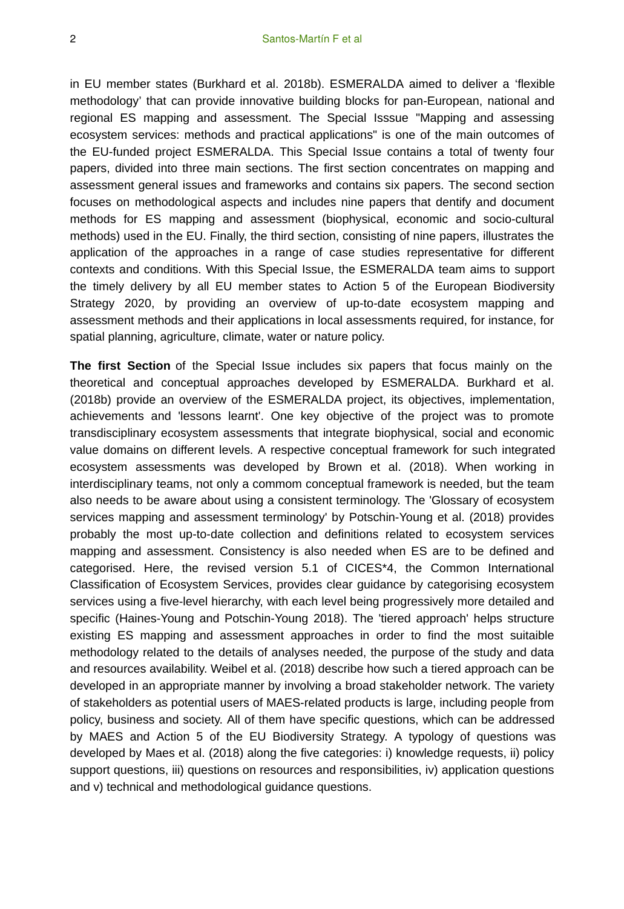in EU member states (Burkhard et al. 2018b). ESMERALDA aimed to deliver a 'flexible methodology' that can provide innovative building blocks for pan-European, national and regional ES mapping and assessment. The Special Isssue "Mapping and assessing ecosystem services: methods and practical applications" is one of the main outcomes of the EU-funded project ESMERALDA. This Special Issue contains a total of twenty four papers, divided into three main sections. The first section concentrates on mapping and assessment general issues and frameworks and contains six papers. The second section focuses on methodological aspects and includes nine papers that dentify and document methods for ES mapping and assessment (biophysical, economic and socio-cultural methods) used in the EU. Finally, the third section, consisting of nine papers, illustrates the application of the approaches in a range of case studies representative for different contexts and conditions. With this Special Issue, the ESMERALDA team aims to support the timely delivery by all EU member states to Action 5 of the European Biodiversity Strategy 2020, by providing an overview of up-to-date ecosystem mapping and assessment methods and their applications in local assessments required, for instance, for spatial planning, agriculture, climate, water or nature policy.

**The first Section** of the Special Issue includes six papers that focus mainly on the theoretical and conceptual approaches developed by ESMERALDA. Burkhard et al. (2018b) provide an overview of the ESMERALDA project, its objectives, implementation, achievements and 'lessons learnt'. One key objective of the project was to promote transdisciplinary ecosystem assessments that integrate biophysical, social and economic value domains on different levels. A respective conceptual framework for such integrated ecosystem assessments was developed by Brown et al. (2018). When working in interdisciplinary teams, not only a commom conceptual framework is needed, but the team also needs to be aware about using a consistent terminology. The 'Glossary of ecosystem services mapping and assessment terminology' by Potschin-Young et al. (2018) provides probably the most up-to-date collection and definitions related to ecosystem services mapping and assessment. Consistency is also needed when ES are to be defined and categorised. Here, the revised version 5.1 of CICES*4, the Common International Classification of Ecosystem Services, provides clear guidance by categorising ecosystem services using a five-level hierarchy, with each level being progressively more detailed and specific (Haines-Young and Potschin-Young 2018). The 'tiered approach' helps structure existing ES mapping and assessment approaches in order to find the most suitaible methodology related to the details of analyses needed, the purpose of the study and data and resources availability. Weibel et al. (2018) describe how such a tiered approach can be developed in an appropriate manner by involving a broad stakeholder network. The variety of stakeholders as potential users of MAES-related products is large, including people from policy, business and society. All of them have specific questions, which can be addressed by MAES and Action 5 of the EU Biodiversity Strategy. A typology of questions was developed by Maes et al. (2018) along the five categories: i) knowledge requests, ii) policy support questions, iii) questions on resources and responsibilities, iv) application questions and v) technical and methodological guidance questions.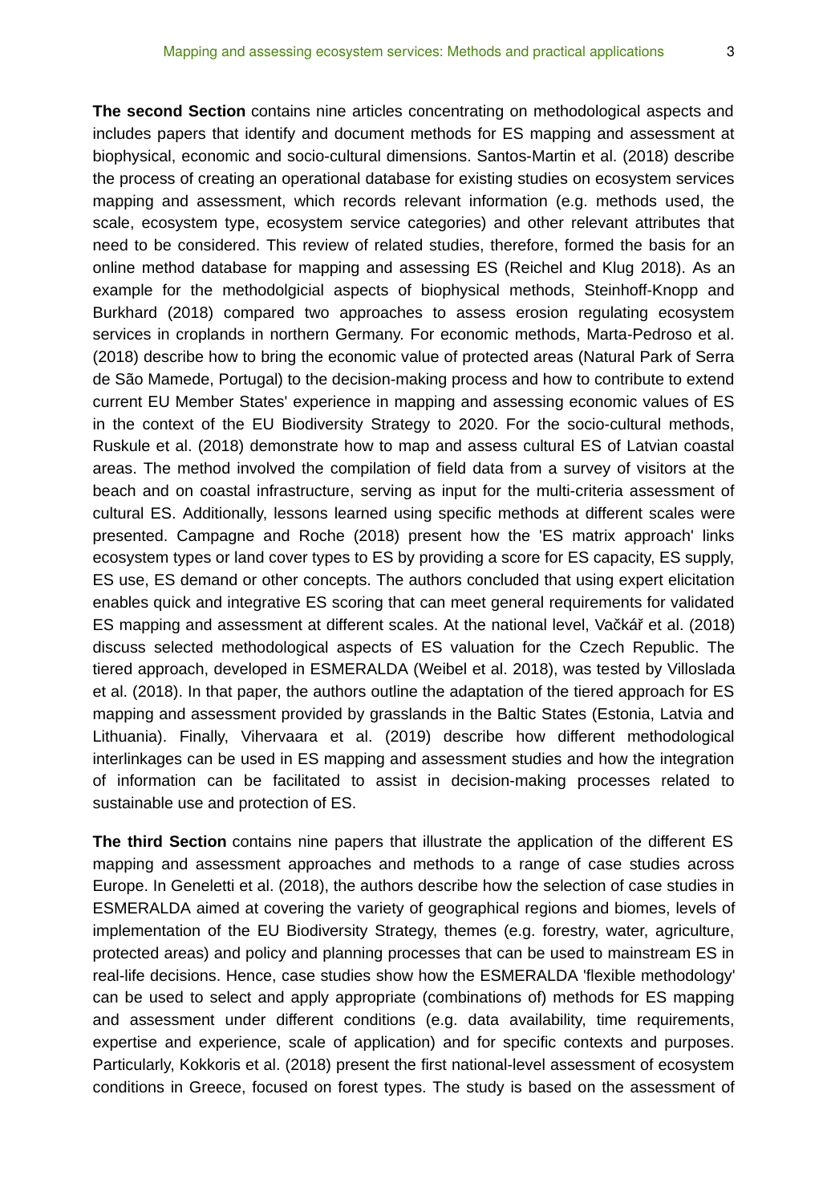**The second Section** contains nine articles concentrating on methodological aspects and includes papers that identify and document methods for ES mapping and assessment at biophysical, economic and socio-cultural dimensions. Santos-Martin et al. (2018) describe the process of creating an operational database for existing studies on ecosystem services mapping and assessment, which records relevant information (e.g. methods used, the scale, ecosystem type, ecosystem service categories) and other relevant attributes that need to be considered. This review of related studies, therefore, formed the basis for an online method database for mapping and assessing ES (Reichel and Klug 2018). As an example for the methodolgicial aspects of biophysical methods, Steinhoff-Knopp and Burkhard (2018) compared two approaches to assess erosion regulating ecosystem services in croplands in northern Germany. For economic methods, Marta-Pedroso et al. (2018) describe how to bring the economic value of protected areas (Natural Park of Serra de São Mamede, Portugal) to the decision-making process and how to contribute to extend current EU Member States' experience in mapping and assessing economic values of ES in the context of the EU Biodiversity Strategy to 2020. For the socio-cultural methods, Ruskule et al. (2018) demonstrate how to map and assess cultural ES of Latvian coastal areas. The method involved the compilation of field data from a survey of visitors at the beach and on coastal infrastructure, serving as input for the multi-criteria assessment of cultural ES. Additionally, lessons learned using specific methods at different scales were presented. Campagne and Roche (2018) present how the 'ES matrix approach' links ecosystem types or land cover types to ES by providing a score for ES capacity, ES supply, ES use, ES demand or other concepts. The authors concluded that using expert elicitation enables quick and integrative ES scoring that can meet general requirements for validated ES mapping and assessment at different scales. At the national level, Vačkář et al. (2018) discuss selected methodological aspects of ES valuation for the Czech Republic. The tiered approach, developed in ESMERALDA (Weibel et al. 2018), was tested by Villoslada et al. (2018). In that paper, the authors outline the adaptation of the tiered approach for ES mapping and assessment provided by grasslands in the Baltic States (Estonia, Latvia and Lithuania). Finally, Vihervaara et al. (2019) describe how different methodological interlinkages can be used in ES mapping and assessment studies and how the integration of information can be facilitated to assist in decision-making processes related to sustainable use and protection of ES.

**The third Section** contains nine papers that illustrate the application of the different ES mapping and assessment approaches and methods to a range of case studies across Europe. In Geneletti et al. (2018), the authors describe how the selection of case studies in ESMERALDA aimed at covering the variety of geographical regions and biomes, levels of implementation of the EU Biodiversity Strategy, themes (e.g. forestry, water, agriculture, protected areas) and policy and planning processes that can be used to mainstream ES in real-life decisions. Hence, case studies show how the ESMERALDA 'flexible methodology' can be used to select and apply appropriate (combinations of) methods for ES mapping and assessment under different conditions (e.g. data availability, time requirements, expertise and experience, scale of application) and for specific contexts and purposes. Particularly, Kokkoris et al. (2018) present the first national-level assessment of ecosystem conditions in Greece, focused on forest types. The study is based on the assessment of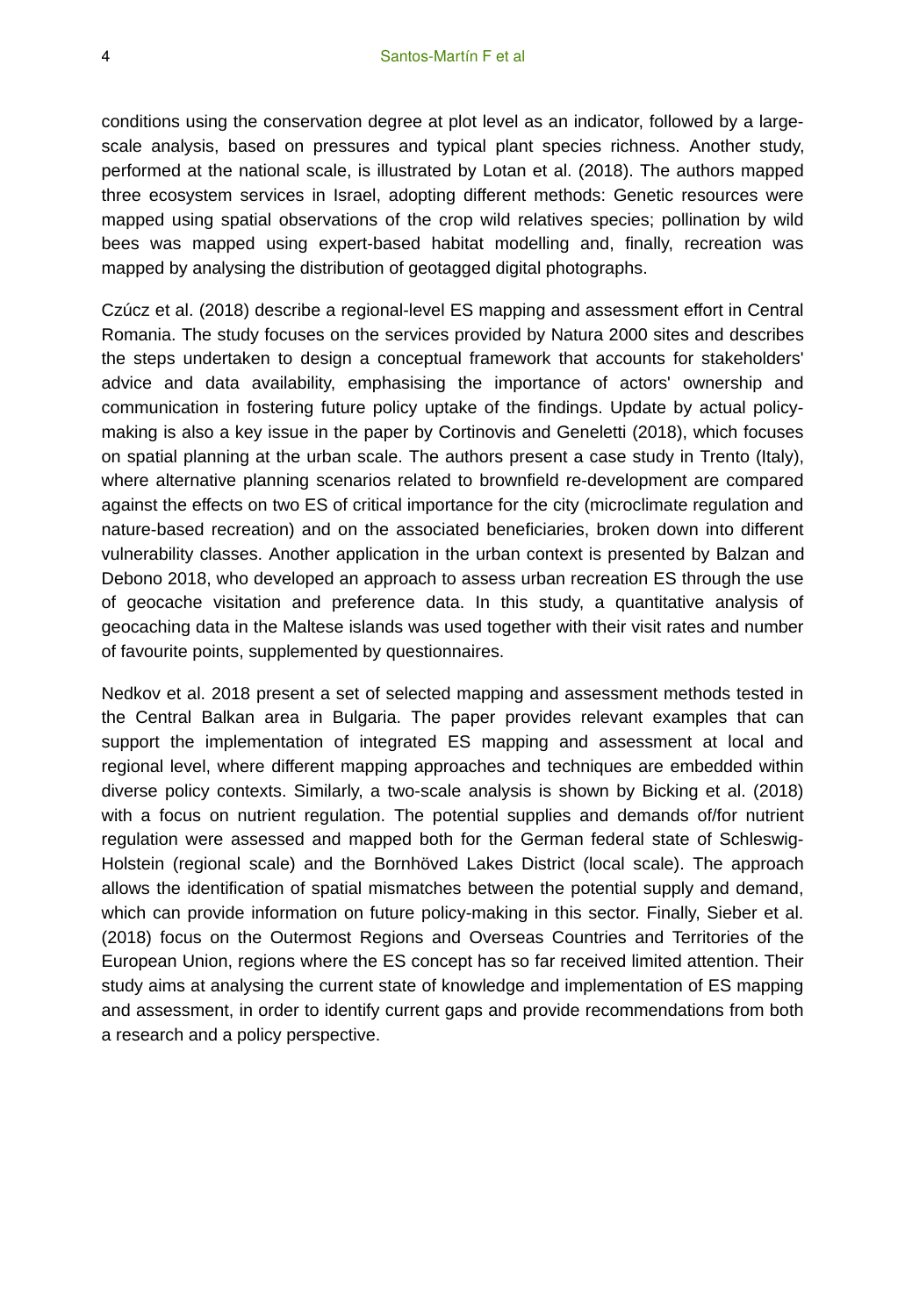conditions using the conservation degree at plot level as an indicator, followed by a large-scale analysis, based on pressures and typical plant species richness. Another study, performed at the national scale, is illustrated by Lotan et al. (2018). The authors mapped three ecosystem services in Israel, adopting different methods: Genetic resources were mapped using spatial observations of the crop wild relatives species; pollination by wild bees was mapped using expert-based habitat modelling and, finally, recreation was mapped by analysing the distribution of geotagged digital photographs.

Czúcz et al. (2018) describe a regional-level ES mapping and assessment effort in Central Romania. The study focuses on the services provided by Natura 2000 sites and describes the steps undertaken to design a conceptual framework that accounts for stakeholders' advice and data availability, emphasising the importance of actors' ownership and communication in fostering future policy uptake of the findings. Update by actual policy-making is also a key issue in the paper by Cortinovis and Geneletti (2018), which focuses on spatial planning at the urban scale. The authors present a case study in Trento (Italy), where alternative planning scenarios related to brownfield re-development are compared against the effects on two ES of critical importance for the city (microclimate regulation and nature-based recreation) and on the associated beneficiaries, broken down into different vulnerability classes. Another application in the urban context is presented by Balzan and Debono 2018, who developed an approach to assess urban recreation ES through the use of geocache visitation and preference data. In this study, a quantitative analysis of geocaching data in the Maltese islands was used together with their visit rates and number of favourite points, supplemented by questionnaires.

Nedkov et al. 2018 present a set of selected mapping and assessment methods tested in the Central Balkan area in Bulgaria. The paper provides relevant examples that can support the implementation of integrated ES mapping and assessment at local and regional level, where different mapping approaches and techniques are embedded within diverse policy contexts. Similarly, a two-scale analysis is shown by Bicking et al. (2018) with a focus on nutrient regulation. The potential supplies and demands of/for nutrient regulation were assessed and mapped both for the German federal state of Schleswig-Holstein (regional scale) and the Bornhöved Lakes District (local scale). The approach allows the identification of spatial mismatches between the potential supply and demand, which can provide information on future policy-making in this sector. Finally, Sieber et al. (2018) focus on the Outermost Regions and Overseas Countries and Territories of the European Union, regions where the ES concept has so far received limited attention. Their study aims at analysing the current state of knowledge and implementation of ES mapping and assessment, in order to identify current gaps and provide recommendations from both a research and a policy perspective.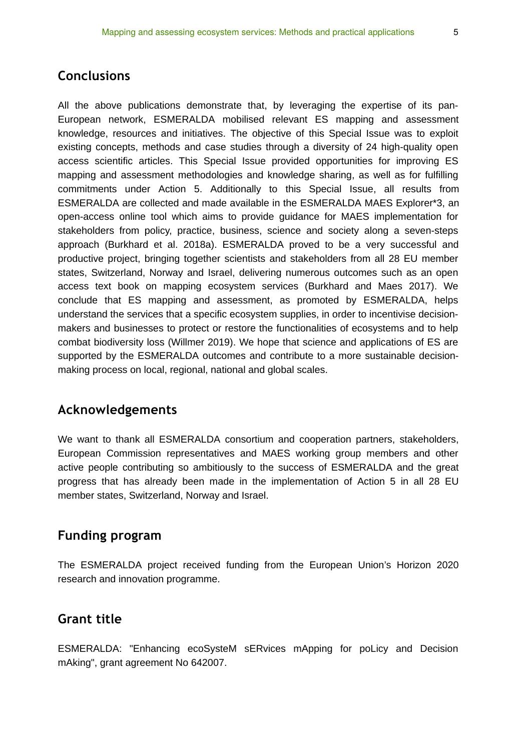## Conclusions

All the above publications demonstrate that, by leveraging the expertise of its pan-European network, ESMERALDA mobilised relevant ES mapping and assessment knowledge, resources and initiatives. The objective of this Special Issue was to exploit existing concepts, methods and case studies through a diversity of 24 high-quality open access scientific articles. This Special Issue provided opportunities for improving ES mapping and assessment methodologies and knowledge sharing, as well as for fulfilling commitments under Action 5. Additionally to this Special Issue, all results from ESMERALDA are collected and made available in the ESMERALDA MAES Explorer*3, an open-access online tool which aims to provide guidance for MAES implementation for stakeholders from policy, practice, business, science and society along a seven-steps approach (Burkhard et al. 2018a). ESMERALDA proved to be a very successful and productive project, bringing together scientists and stakeholders from all 28 EU member states, Switzerland, Norway and Israel, delivering numerous outcomes such as an open access text book on mapping ecosystem services (Burkhard and Maes 2017). We conclude that ES mapping and assessment, as promoted by ESMERALDA, helps understand the services that a specific ecosystem supplies, in order to incentivise decision-makers and businesses to protect or restore the functionalities of ecosystems and to help combat biodiversity loss (Willmer 2019). We hope that science and applications of ES are supported by the ESMERALDA outcomes and contribute to a more sustainable decision-making process on local, regional, national and global scales.

## Acknowledgements

We want to thank all ESMERALDA consortium and cooperation partners, stakeholders, European Commission representatives and MAES working group members and other active people contributing so ambitiously to the success of ESMERALDA and the great progress that has already been made in the implementation of Action 5 in all 28 EU member states, Switzerland, Norway and Israel.

## Funding program

The ESMERALDA project received funding from the European Union's Horizon 2020 research and innovation programme.

## Grant title

ESMERALDA: "Enhancing ecoSysteM sERvices mApping for poLicy and Decision mAking", grant agreement No 642007.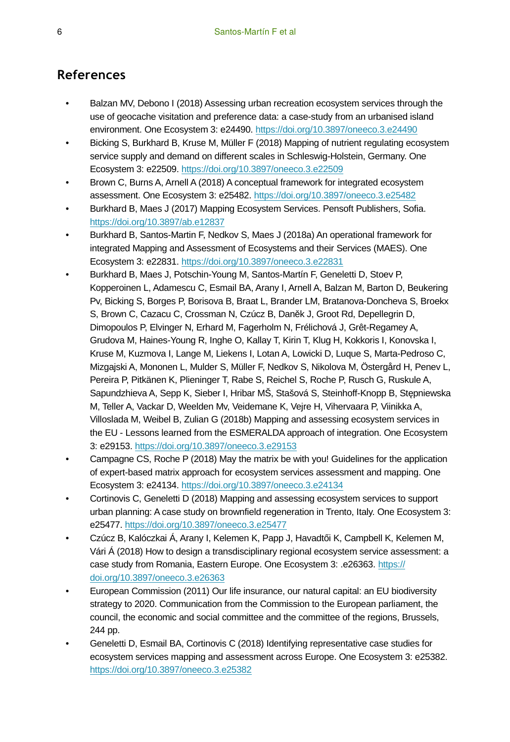## References

- Balzan MV, Debono I (2018) Assessing urban recreation ecosystem services through the use of geocache visitation and preference data: a case-study from an urbanised island environment. One Ecosystem 3: e24490. https://doi.org/10.3897/oneeco.3.e24490
- Bicking S, Burkhard B, Kruse M, Müller F (2018) Mapping of nutrient regulating ecosystem service supply and demand on different scales in Schleswig-Holstein, Germany. One Ecosystem 3: e22509. https://doi.org/10.3897/oneeco.3.e22509
- Brown C, Burns A, Arnell A (2018) A conceptual framework for integrated ecosystem assessment. One Ecosystem 3: e25482. https://doi.org/10.3897/oneeco.3.e25482
- Burkhard B, Maes J (2017) Mapping Ecosystem Services. Pensoft Publishers, Sofia. https://doi.org/10.3897/ab.e12837
- Burkhard B, Santos-Martin F, Nedkov S, Maes J (2018a) An operational framework for integrated Mapping and Assessment of Ecosystems and their Services (MAES). One Ecosystem 3: e22831. https://doi.org/10.3897/oneeco.3.e22831
- Burkhard B, Maes J, Potschin-Young M, Santos-Martín F, Geneletti D, Stoev P, Kopperoinen L, Adamescu C, Esmail BA, Arany I, Arnell A, Balzan M, Barton D, Beukering Pv, Bicking S, Borges P, Borisova B, Braat L, Brander LM, Bratanova-Doncheva S, Broekx S, Brown C, Cazacu C, Crossman N, Czúcz B, Daněk J, Groot Rd, Depellegrin D, Dimopoulos P, Elvinger N, Erhard M, Fagerholm N, Frélichová J, Grêt-Regamey A, Grudova M, Haines-Young R, Inghe O, Kallay T, Kirin T, Klug H, Kokkoris I, Konovska I, Kruse M, Kuzmova I, Lange M, Liekens I, Lotan A, Lowicki D, Luque S, Marta-Pedroso C, Mizgajski A, Mononen L, Mulder S, Müller F, Nedkov S, Nikolova M, Östergård H, Penev L, Pereira P, Pitkänen K, Plieninger T, Rabe S, Reichel S, Roche P, Rusch G, Ruskule A, Sapundzhieva A, Sepp K, Sieber I, Hribar MŠ, Stašová S, Steinhoff-Knopp B, Stępniewska M, Teller A, Vackar D, Weelden Mv, Veidemane K, Vejre H, Vihervaara P, Viinikka A, Villoslada M, Weibel B, Zulian G (2018b) Mapping and assessing ecosystem services in the EU - Lessons learned from the ESMERALDA approach of integration. One Ecosystem 3: e29153. https://doi.org/10.3897/oneeco.3.e29153
- Campagne CS, Roche P (2018) May the matrix be with you! Guidelines for the application of expert-based matrix approach for ecosystem services assessment and mapping. One Ecosystem 3: e24134. https://doi.org/10.3897/oneeco.3.e24134
- Cortinovis C, Geneletti D (2018) Mapping and assessing ecosystem services to support urban planning: A case study on brownfield regeneration in Trento, Italy. One Ecosystem 3: e25477. https://doi.org/10.3897/oneeco.3.e25477
- Czúcz B, Kalóczkai Á, Arany I, Kelemen K, Papp J, Havadtői K, Campbell K, Kelemen M, Vári Á (2018) How to design a transdisciplinary regional ecosystem service assessment: a case study from Romania, Eastern Europe. One Ecosystem 3: .e26363. https://doi.org/10.3897/oneeco.3.e26363
- European Commission (2011) Our life insurance, our natural capital: an EU biodiversity strategy to 2020. Communication from the Commission to the European parliament, the council, the economic and social committee and the committee of the regions, Brussels, 244 pp.
- Geneletti D, Esmail BA, Cortinovis C (2018) Identifying representative case studies for ecosystem services mapping and assessment across Europe. One Ecosystem 3: e25382. https://doi.org/10.3897/oneeco.3.e25382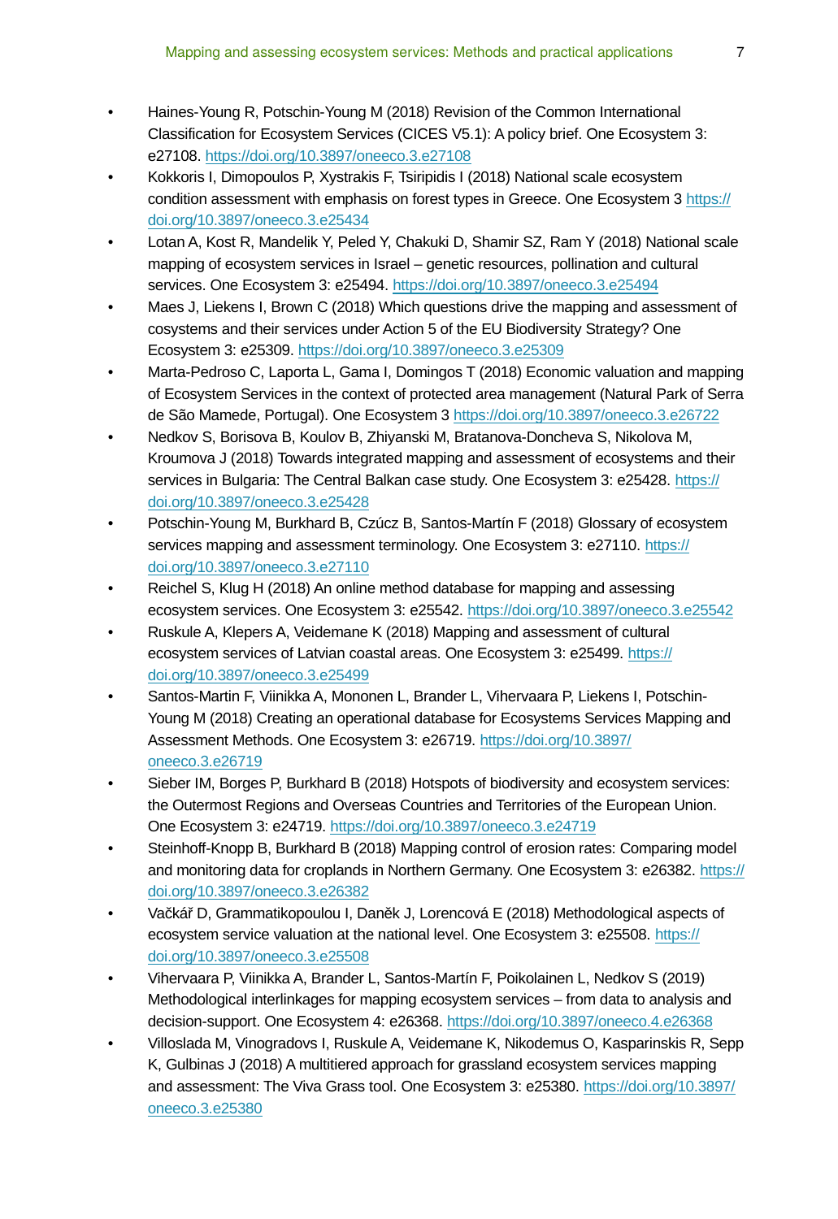- Haines-Young R, Potschin-Young M (2018) Revision of the Common International Classification for Ecosystem Services (CICES V5.1): A policy brief. One Ecosystem 3: e27108. https://doi.org/10.3897/oneeco.3.e27108
- Kokkoris I, Dimopoulos P, Xystrakis F, Tsiripidis I (2018) National scale ecosystem condition assessment with emphasis on forest types in Greece. One Ecosystem 3 https://doi.org/10.3897/oneeco.3.e25434
- Lotan A, Kost R, Mandelik Y, Peled Y, Chakuki D, Shamir SZ, Ram Y (2018) National scale mapping of ecosystem services in Israel – genetic resources, pollination and cultural services. One Ecosystem 3: e25494. https://doi.org/10.3897/oneeco.3.e25494
- Maes J, Liekens I, Brown C (2018) Which questions drive the mapping and assessment of cosystems and their services under Action 5 of the EU Biodiversity Strategy? One Ecosystem 3: e25309. https://doi.org/10.3897/oneeco.3.e25309
- Marta-Pedroso C, Laporta L, Gama I, Domingos T (2018) Economic valuation and mapping of Ecosystem Services in the context of protected area management (Natural Park of Serra de São Mamede, Portugal). One Ecosystem 3 https://doi.org/10.3897/oneeco.3.e26722
- Nedkov S, Borisova B, Koulov B, Zhiyanski M, Bratanova-Doncheva S, Nikolova M, Kroumova J (2018) Towards integrated mapping and assessment of ecosystems and their services in Bulgaria: The Central Balkan case study. One Ecosystem 3: e25428. https://doi.org/10.3897/oneeco.3.e25428
- Potschin-Young M, Burkhard B, Czúcz B, Santos-Martín F (2018) Glossary of ecosystem services mapping and assessment terminology. One Ecosystem 3: e27110. https://doi.org/10.3897/oneeco.3.e27110
- Reichel S, Klug H (2018) An online method database for mapping and assessing ecosystem services. One Ecosystem 3: e25542. https://doi.org/10.3897/oneeco.3.e25542
- Ruskule A, Klepers A, Veidemane K (2018) Mapping and assessment of cultural ecosystem services of Latvian coastal areas. One Ecosystem 3: e25499. https://doi.org/10.3897/oneeco.3.e25499
- Santos-Martin F, Viinikka A, Mononen L, Brander L, Vihervaara P, Liekens I, Potschin-Young M (2018) Creating an operational database for Ecosystems Services Mapping and Assessment Methods. One Ecosystem 3: e26719. https://doi.org/10.3897/oneeco.3.e26719
- Sieber IM, Borges P, Burkhard B (2018) Hotspots of biodiversity and ecosystem services: the Outermost Regions and Overseas Countries and Territories of the European Union. One Ecosystem 3: e24719. https://doi.org/10.3897/oneeco.3.e24719
- Steinhoff-Knopp B, Burkhard B (2018) Mapping control of erosion rates: Comparing model and monitoring data for croplands in Northern Germany. One Ecosystem 3: e26382. https://doi.org/10.3897/oneeco.3.e26382
- Vačkář D, Grammatikopoulou I, Daněk J, Lorencová E (2018) Methodological aspects of ecosystem service valuation at the national level. One Ecosystem 3: e25508. https://doi.org/10.3897/oneeco.3.e25508
- Vihervaara P, Viinikka A, Brander L, Santos-Martín F, Poikolainen L, Nedkov S (2019) Methodological interlinkages for mapping ecosystem services – from data to analysis and decision-support. One Ecosystem 4: e26368. https://doi.org/10.3897/oneeco.4.e26368
- Villoslada M, Vinogradovs I, Ruskule A, Veidemane K, Nikodemus O, Kasparinskis R, Sepp K, Gulbinas J (2018) A multitiered approach for grassland ecosystem services mapping and assessment: The Viva Grass tool. One Ecosystem 3: e25380. https://doi.org/10.3897/oneeco.3.e25380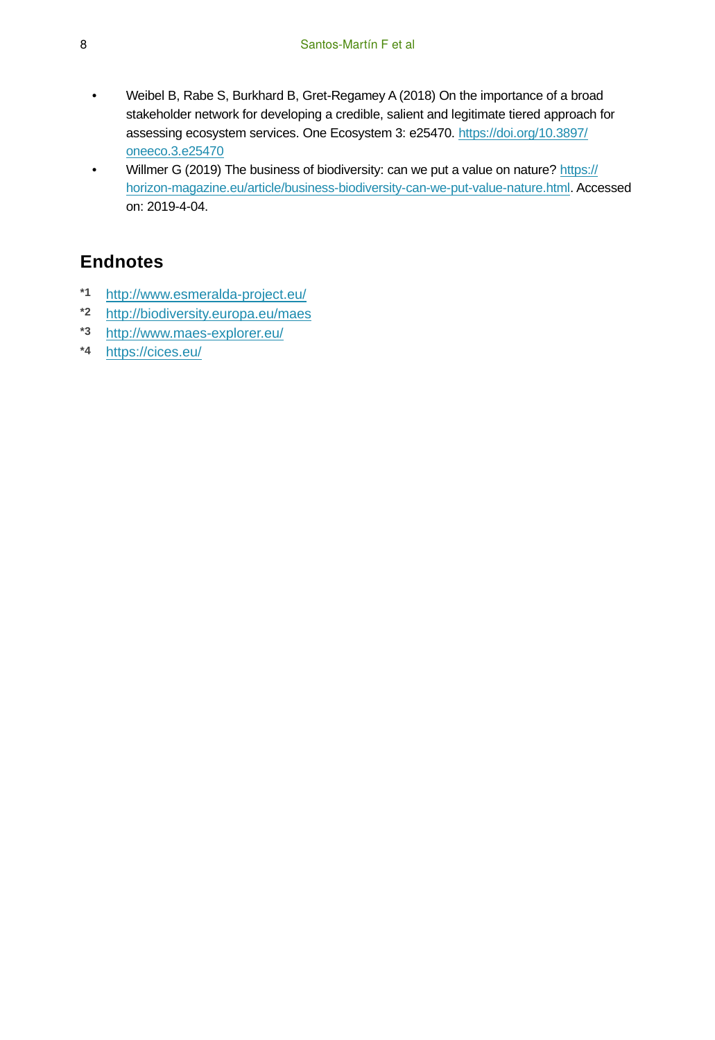- Weibel B, Rabe S, Burkhard B, Gret-Regamey A (2018) On the importance of a broad stakeholder network for developing a credible, salient and legitimate tiered approach for assessing ecosystem services. One Ecosystem 3: e25470. https://doi.org/10.3897/oneeco.3.e25470
- Willmer G (2019) The business of biodiversity: can we put a value on nature? https://horizon-magazine.eu/article/business-biodiversity-can-we-put-value-nature.html. Accessed on: 2019-4-04.

## Endnotes

*1 http://www.esmeralda-project.eu/
*2 http://biodiversity.europa.eu/maes
*3 http://www.maes-explorer.eu/
*4 https://cices.eu/